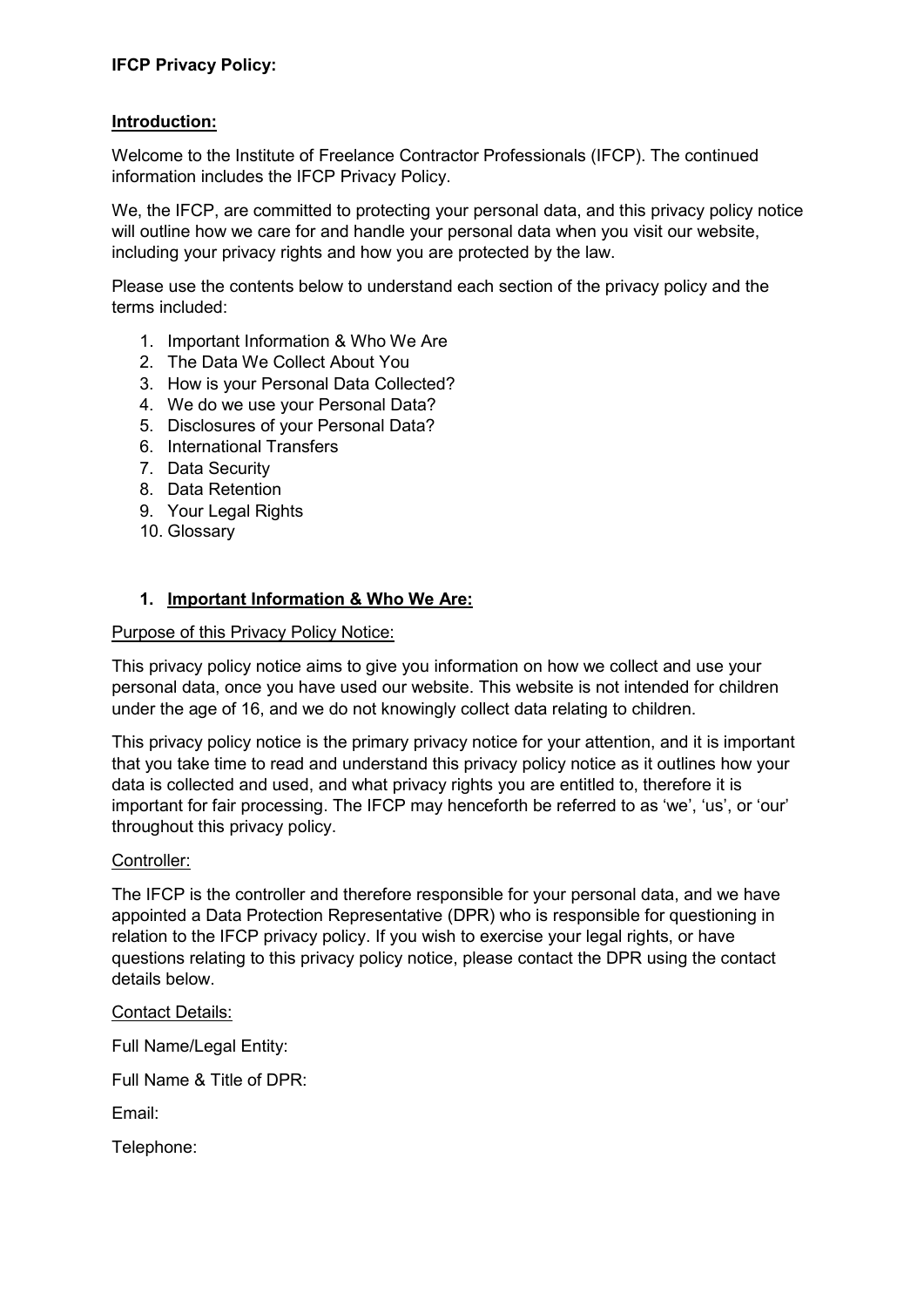**IFCP Privacy Policy:**

## Introduction:

Welcome to the Institute of Freelance Contractor Professionals (IFCP). The continued information includes the IFCP Privacy Policy.

We, the IFCP, are committed to protecting your personal data, and this privacy policy notice will outline how we care for and handle your personal data when you visit our website, including your privacy rights and how you are protected by the law.

Please use the contents below to understand each section of the privacy policy and the terms included:

1. Important Information & Who We Are
2. The Data We Collect About You
3. How is your Personal Data Collected?
4. We do we use your Personal Data?
5. Disclosures of your Personal Data?
6. International Transfers
7. Data Security
8. Data Retention
9. Your Legal Rights
10. Glossary

## 1. Important Information & Who We Are:

### Purpose of this Privacy Policy Notice:

This privacy policy notice aims to give you information on how we collect and use your personal data, once you have used our website. This website is not intended for children under the age of 16, and we do not knowingly collect data relating to children.

This privacy policy notice is the primary privacy notice for your attention, and it is important that you take time to read and understand this privacy policy notice as it outlines how your data is collected and used, and what privacy rights you are entitled to, therefore it is important for fair processing. The IFCP may henceforth be referred to as 'we', 'us', or 'our' throughout this privacy policy.

### Controller:

The IFCP is the controller and therefore responsible for your personal data, and we have appointed a Data Protection Representative (DPR) who is responsible for questioning in relation to the IFCP privacy policy. If you wish to exercise your legal rights, or have questions relating to this privacy policy notice, please contact the DPR using the contact details below.

### Contact Details:

Full Name/Legal Entity:

Full Name & Title of DPR:

Email:

Telephone: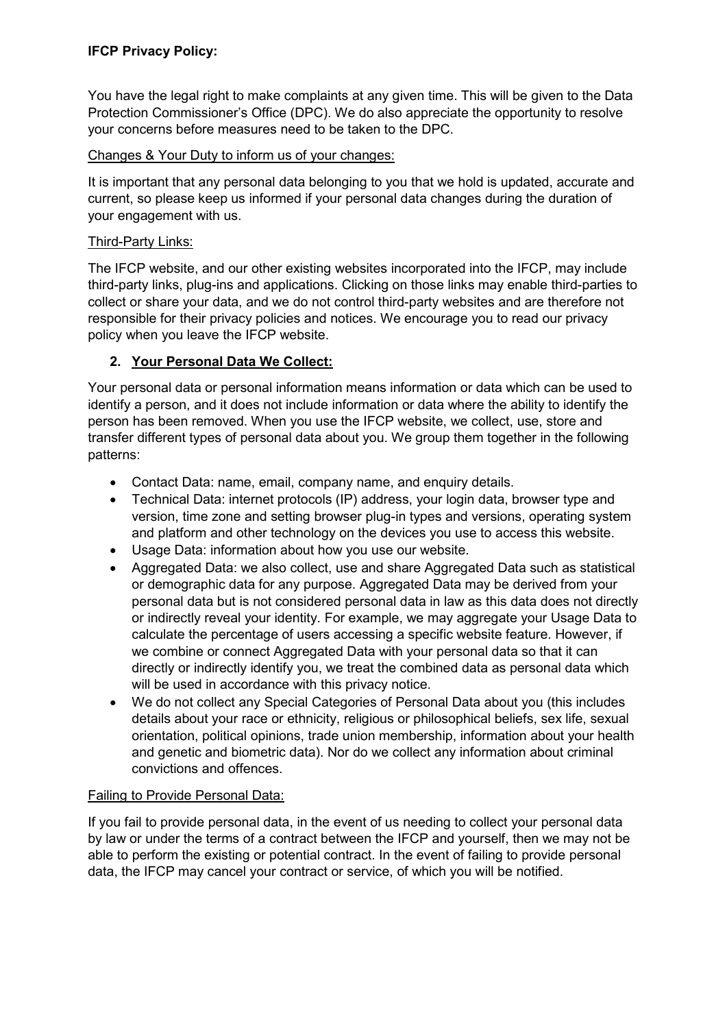**IFCP Privacy Policy:**

You have the legal right to make complaints at any given time. This will be given to the Data Protection Commissioner's Office (DPC). We do also appreciate the opportunity to resolve your concerns before measures need to be taken to the DPC.

Changes & Your Duty to inform us of your changes:

It is important that any personal data belonging to you that we hold is updated, accurate and current, so please keep us informed if your personal data changes during the duration of your engagement with us.

Third-Party Links:

The IFCP website, and our other existing websites incorporated into the IFCP, may include third-party links, plug-ins and applications. Clicking on those links may enable third-parties to collect or share your data, and we do not control third-party websites and are therefore not responsible for their privacy policies and notices. We encourage you to read our privacy policy when you leave the IFCP website.

## 2. Your Personal Data We Collect:

Your personal data or personal information means information or data which can be used to identify a person, and it does not include information or data where the ability to identify the person has been removed. When you use the IFCP website, we collect, use, store and transfer different types of personal data about you. We group them together in the following patterns:

- Contact Data: name, email, company name, and enquiry details.
- Technical Data: internet protocols (IP) address, your login data, browser type and version, time zone and setting browser plug-in types and versions, operating system and platform and other technology on the devices you use to access this website.
- Usage Data: information about how you use our website.
- Aggregated Data: we also collect, use and share Aggregated Data such as statistical or demographic data for any purpose. Aggregated Data may be derived from your personal data but is not considered personal data in law as this data does not directly or indirectly reveal your identity. For example, we may aggregate your Usage Data to calculate the percentage of users accessing a specific website feature. However, if we combine or connect Aggregated Data with your personal data so that it can directly or indirectly identify you, we treat the combined data as personal data which will be used in accordance with this privacy notice.
- We do not collect any Special Categories of Personal Data about you (this includes details about your race or ethnicity, religious or philosophical beliefs, sex life, sexual orientation, political opinions, trade union membership, information about your health and genetic and biometric data). Nor do we collect any information about criminal convictions and offences.

Failing to Provide Personal Data:

If you fail to provide personal data, in the event of us needing to collect your personal data by law or under the terms of a contract between the IFCP and yourself, then we may not be able to perform the existing or potential contract. In the event of failing to provide personal data, the IFCP may cancel your contract or service, of which you will be notified.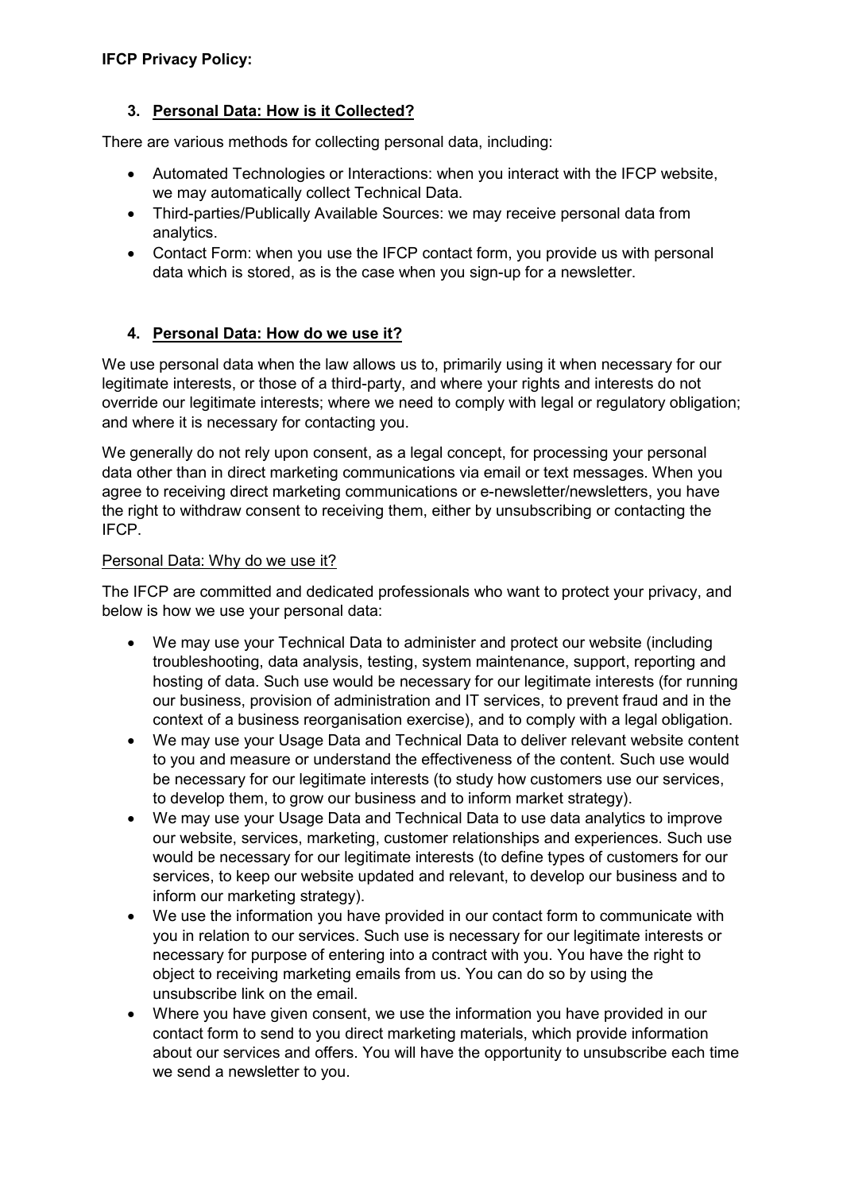**IFCP Privacy Policy:**

### 3. Personal Data: How is it Collected?

There are various methods for collecting personal data, including:

- Automated Technologies or Interactions: when you interact with the IFCP website, we may automatically collect Technical Data.
- Third-parties/Publically Available Sources: we may receive personal data from analytics.
- Contact Form: when you use the IFCP contact form, you provide us with personal data which is stored, as is the case when you sign-up for a newsletter.

### 4. Personal Data: How do we use it?

We use personal data when the law allows us to, primarily using it when necessary for our legitimate interests, or those of a third-party, and where your rights and interests do not override our legitimate interests; where we need to comply with legal or regulatory obligation; and where it is necessary for contacting you.

We generally do not rely upon consent, as a legal concept, for processing your personal data other than in direct marketing communications via email or text messages. When you agree to receiving direct marketing communications or e-newsletter/newsletters, you have the right to withdraw consent to receiving them, either by unsubscribing or contacting the IFCP.

Personal Data: Why do we use it?

The IFCP are committed and dedicated professionals who want to protect your privacy, and below is how we use your personal data:

- We may use your Technical Data to administer and protect our website (including troubleshooting, data analysis, testing, system maintenance, support, reporting and hosting of data. Such use would be necessary for our legitimate interests (for running our business, provision of administration and IT services, to prevent fraud and in the context of a business reorganisation exercise), and to comply with a legal obligation.
- We may use your Usage Data and Technical Data to deliver relevant website content to you and measure or understand the effectiveness of the content. Such use would be necessary for our legitimate interests (to study how customers use our services, to develop them, to grow our business and to inform market strategy).
- We may use your Usage Data and Technical Data to use data analytics to improve our website, services, marketing, customer relationships and experiences. Such use would be necessary for our legitimate interests (to define types of customers for our services, to keep our website updated and relevant, to develop our business and to inform our marketing strategy).
- We use the information you have provided in our contact form to communicate with you in relation to our services. Such use is necessary for our legitimate interests or necessary for purpose of entering into a contract with you. You have the right to object to receiving marketing emails from us. You can do so by using the unsubscribe link on the email.
- Where you have given consent, we use the information you have provided in our contact form to send to you direct marketing materials, which provide information about our services and offers. You will have the opportunity to unsubscribe each time we send a newsletter to you.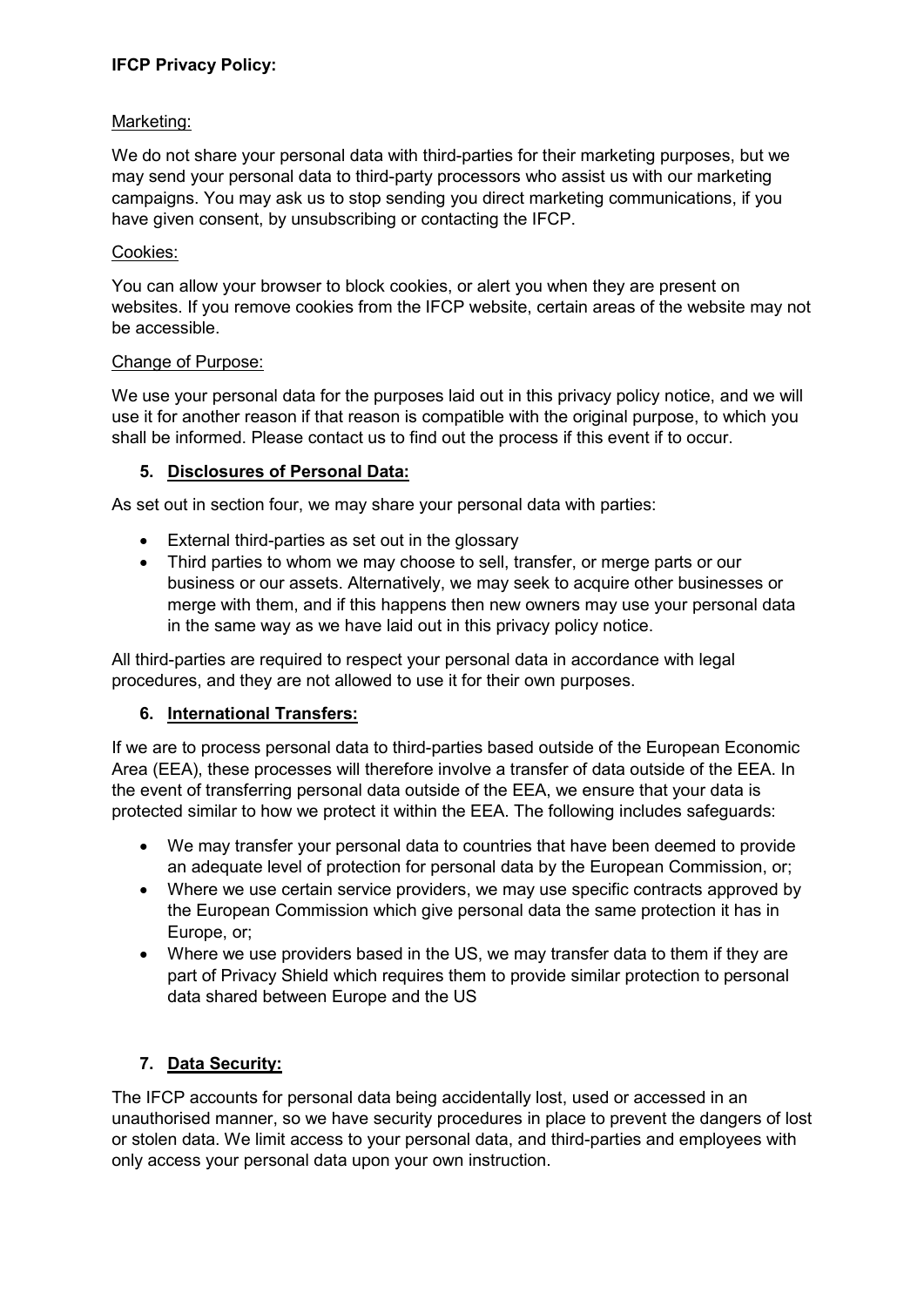**IFCP Privacy Policy:**

Marketing:

We do not share your personal data with third-parties for their marketing purposes, but we may send your personal data to third-party processors who assist us with our marketing campaigns. You may ask us to stop sending you direct marketing communications, if you have given consent, by unsubscribing or contacting the IFCP.

Cookies:

You can allow your browser to block cookies, or alert you when they are present on websites. If you remove cookies from the IFCP website, certain areas of the website may not be accessible.

Change of Purpose:

We use your personal data for the purposes laid out in this privacy policy notice, and we will use it for another reason if that reason is compatible with the original purpose, to which you shall be informed. Please contact us to find out the process if this event if to occur.

## 5. Disclosures of Personal Data:

As set out in section four, we may share your personal data with parties:

- External third-parties as set out in the glossary
- Third parties to whom we may choose to sell, transfer, or merge parts or our business or our assets. Alternatively, we may seek to acquire other businesses or merge with them, and if this happens then new owners may use your personal data in the same way as we have laid out in this privacy policy notice.

All third-parties are required to respect your personal data in accordance with legal procedures, and they are not allowed to use it for their own purposes.

## 6. International Transfers:

If we are to process personal data to third-parties based outside of the European Economic Area (EEA), these processes will therefore involve a transfer of data outside of the EEA. In the event of transferring personal data outside of the EEA, we ensure that your data is protected similar to how we protect it within the EEA. The following includes safeguards:

- We may transfer your personal data to countries that have been deemed to provide an adequate level of protection for personal data by the European Commission, or;
- Where we use certain service providers, we may use specific contracts approved by the European Commission which give personal data the same protection it has in Europe, or;
- Where we use providers based in the US, we may transfer data to them if they are part of Privacy Shield which requires them to provide similar protection to personal data shared between Europe and the US

## 7. Data Security:

The IFCP accounts for personal data being accidentally lost, used or accessed in an unauthorised manner, so we have security procedures in place to prevent the dangers of lost or stolen data. We limit access to your personal data, and third-parties and employees with only access your personal data upon your own instruction.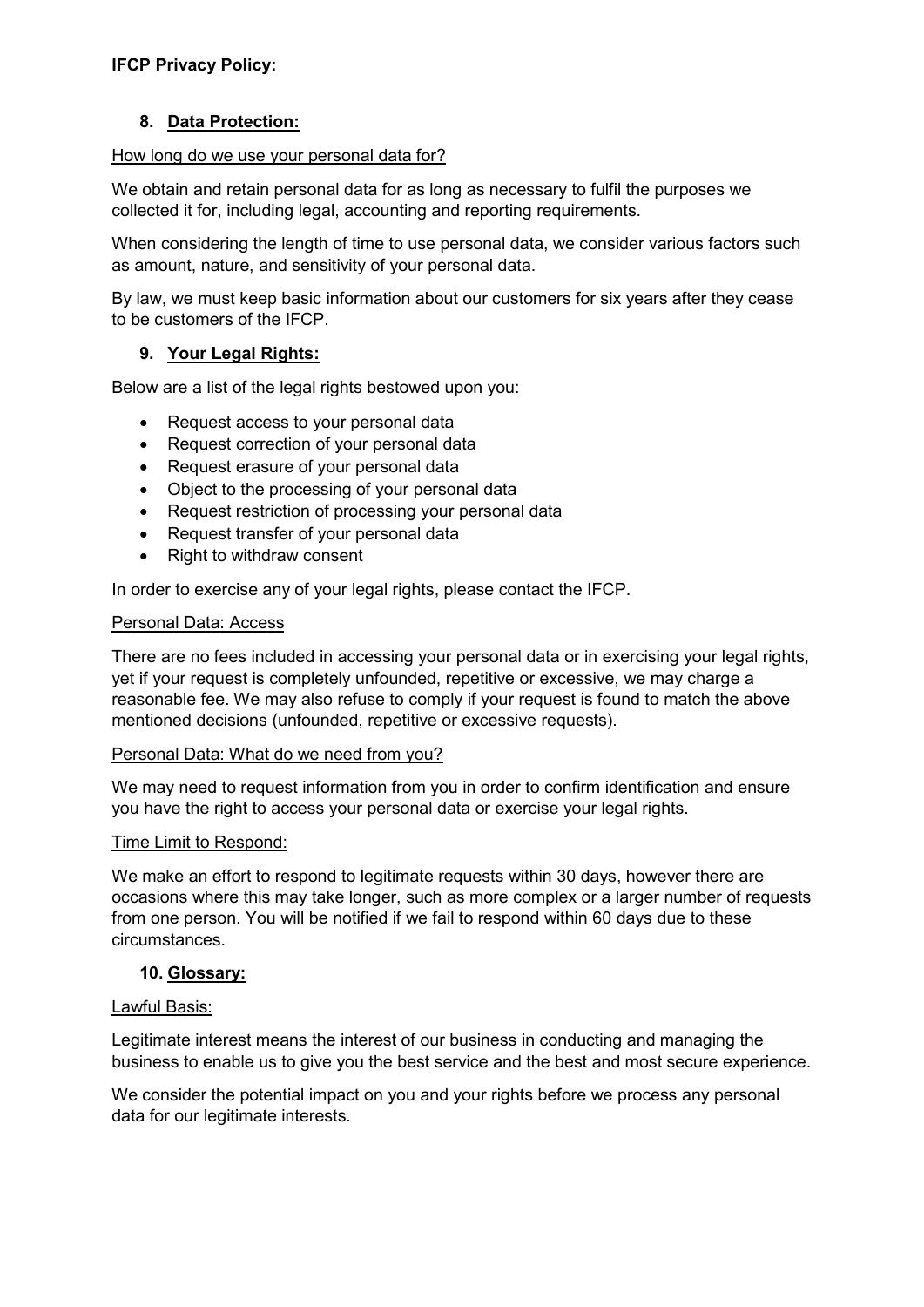**IFCP Privacy Policy:**

## 8. Data Protection:

How long do we use your personal data for?

We obtain and retain personal data for as long as necessary to fulfil the purposes we collected it for, including legal, accounting and reporting requirements.

When considering the length of time to use personal data, we consider various factors such as amount, nature, and sensitivity of your personal data.

By law, we must keep basic information about our customers for six years after they cease to be customers of the IFCP.

## 9. Your Legal Rights:

Below are a list of the legal rights bestowed upon you:

- Request access to your personal data
- Request correction of your personal data
- Request erasure of your personal data
- Object to the processing of your personal data
- Request restriction of processing your personal data
- Request transfer of your personal data
- Right to withdraw consent

In order to exercise any of your legal rights, please contact the IFCP.

Personal Data: Access

There are no fees included in accessing your personal data or in exercising your legal rights, yet if your request is completely unfounded, repetitive or excessive, we may charge a reasonable fee. We may also refuse to comply if your request is found to match the above mentioned decisions (unfounded, repetitive or excessive requests).

Personal Data: What do we need from you?

We may need to request information from you in order to confirm identification and ensure you have the right to access your personal data or exercise your legal rights.

Time Limit to Respond:

We make an effort to respond to legitimate requests within 30 days, however there are occasions where this may take longer, such as more complex or a larger number of requests from one person. You will be notified if we fail to respond within 60 days due to these circumstances.

## 10. Glossary:

Lawful Basis:

Legitimate interest means the interest of our business in conducting and managing the business to enable us to give you the best service and the best and most secure experience.

We consider the potential impact on you and your rights before we process any personal data for our legitimate interests.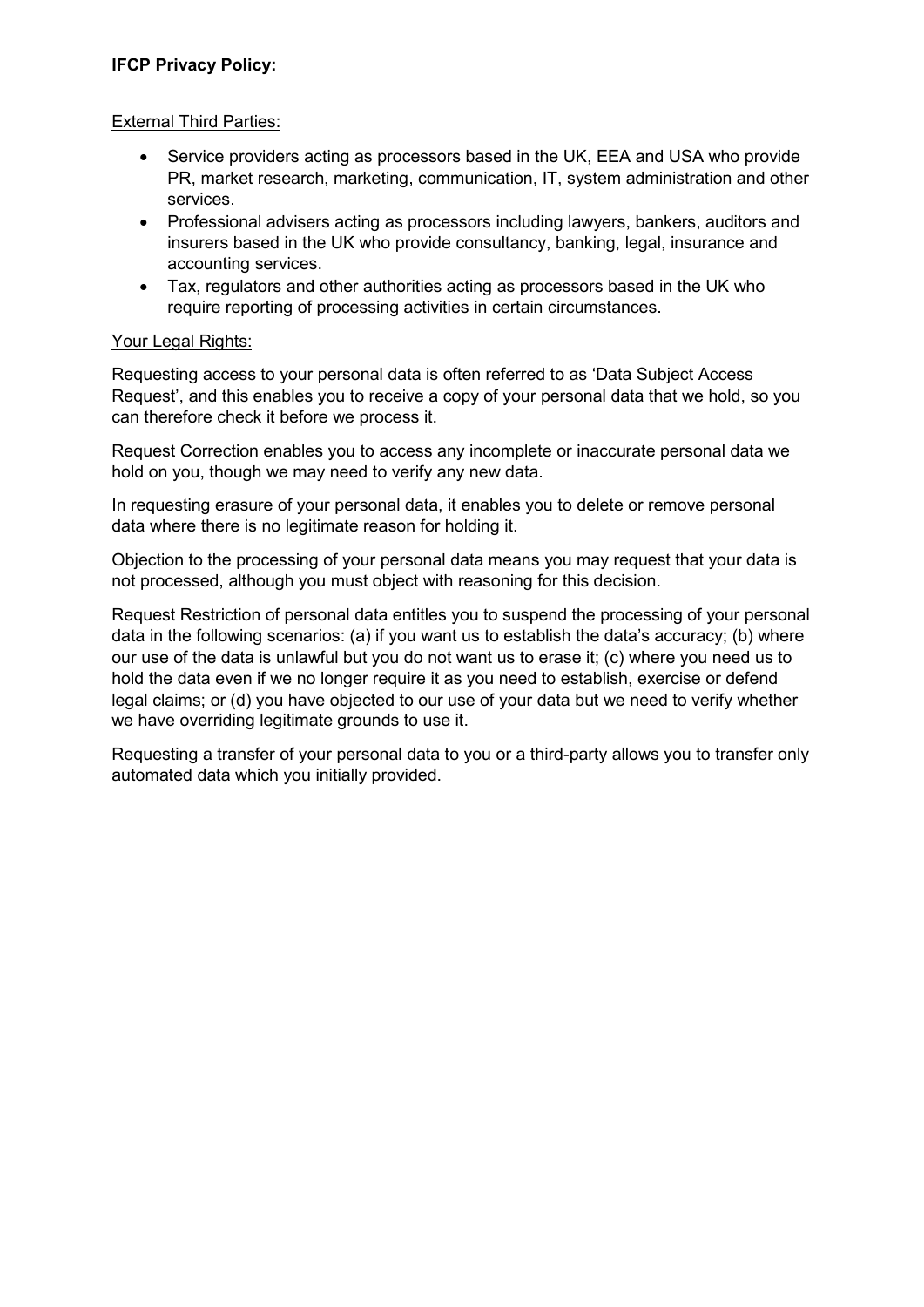**IFCP Privacy Policy:**

External Third Parties:

- Service providers acting as processors based in the UK, EEA and USA who provide PR, market research, marketing, communication, IT, system administration and other services.
- Professional advisers acting as processors including lawyers, bankers, auditors and insurers based in the UK who provide consultancy, banking, legal, insurance and accounting services.
- Tax, regulators and other authorities acting as processors based in the UK who require reporting of processing activities in certain circumstances.

Your Legal Rights:

Requesting access to your personal data is often referred to as 'Data Subject Access Request', and this enables you to receive a copy of your personal data that we hold, so you can therefore check it before we process it.

Request Correction enables you to access any incomplete or inaccurate personal data we hold on you, though we may need to verify any new data.

In requesting erasure of your personal data, it enables you to delete or remove personal data where there is no legitimate reason for holding it.

Objection to the processing of your personal data means you may request that your data is not processed, although you must object with reasoning for this decision.

Request Restriction of personal data entitles you to suspend the processing of your personal data in the following scenarios: (a) if you want us to establish the data's accuracy; (b) where our use of the data is unlawful but you do not want us to erase it; (c) where you need us to hold the data even if we no longer require it as you need to establish, exercise or defend legal claims; or (d) you have objected to our use of your data but we need to verify whether we have overriding legitimate grounds to use it.

Requesting a transfer of your personal data to you or a third-party allows you to transfer only automated data which you initially provided.